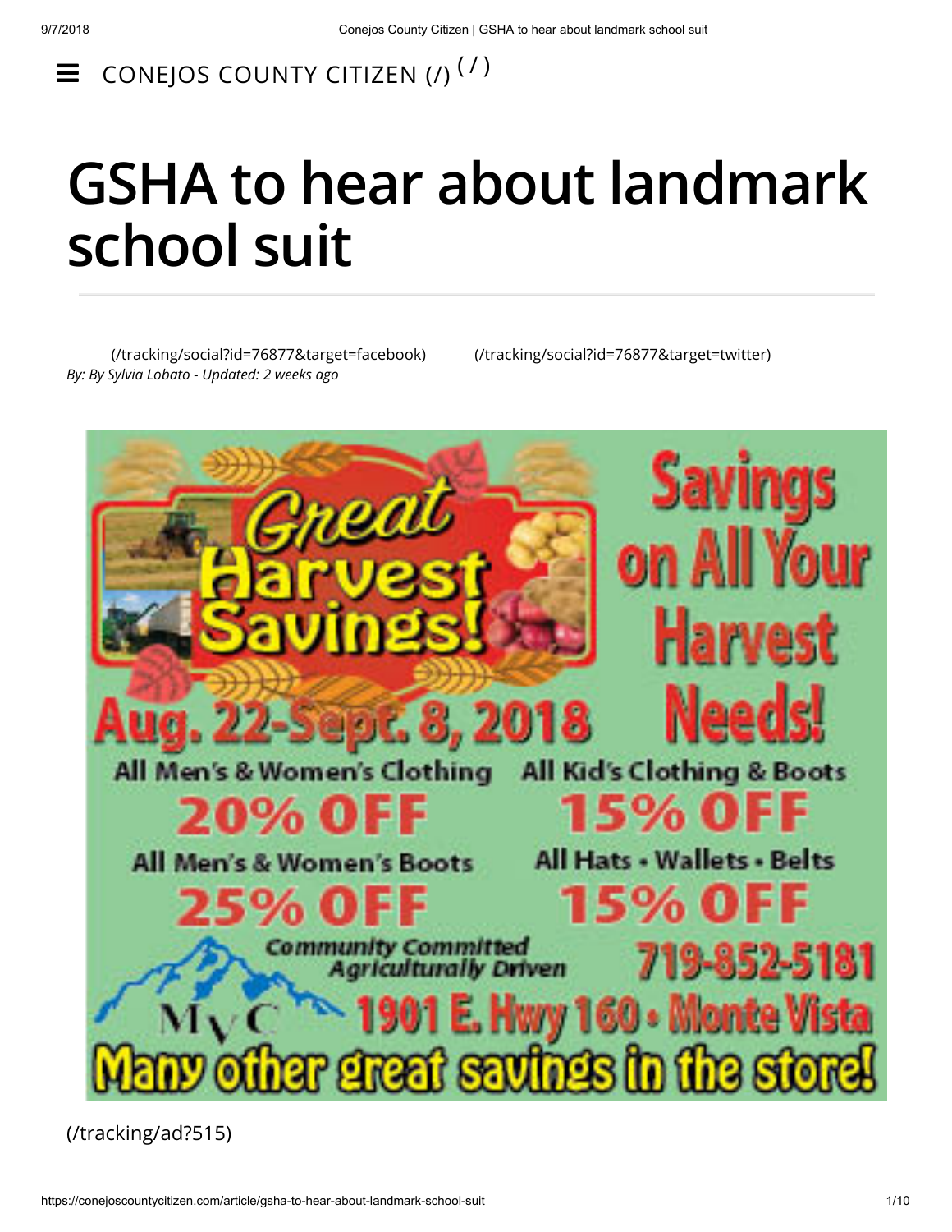CONEJOS COUNTY CITIZEN (/) (/)

# GSHA to hear about landmark school suit

(/tracking/social?id=76877&target=facebook) (/tracking/social?id=76877&target=twitter)

*By: By Sylvia Lobato - Updated: 2 weeks ago*

Great Harvest Savings!

Savings on All Your Harvest Needs!

Aug. 22-Sept. 8, 2018

All Men's & Women's Clothing 20% OFF

All Kid's Clothing & Boots 15% OFF

All Men's & Women's Boots 25% OFF

All Hats • Wallets • Belts 15% OFF

Community Committed Agriculturally Driven

MVC

719-852-5181

1901 E. Hwy 160 • Monte Vista

Many other great savings in the store!

(/tracking/ad?515)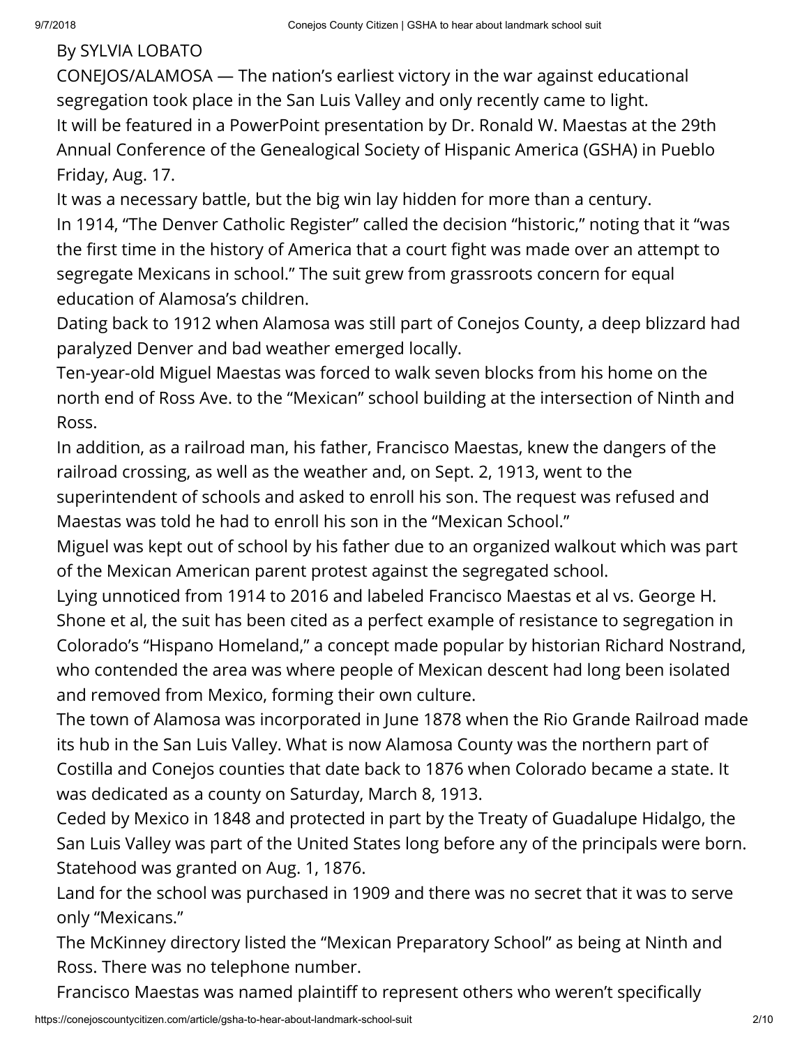By SYLVIA LOBATO

CONEJOS/ALAMOSA — The nation's earliest victory in the war against educational segregation took place in the San Luis Valley and only recently came to light.

It will be featured in a PowerPoint presentation by Dr. Ronald W. Maestas at the 29th Annual Conference of the Genealogical Society of Hispanic America (GSHA) in Pueblo Friday, Aug. 17.

It was a necessary battle, but the big win lay hidden for more than a century.

In 1914, "The Denver Catholic Register" called the decision "historic," noting that it "was the first time in the history of America that a court fight was made over an attempt to segregate Mexicans in school." The suit grew from grassroots concern for equal education of Alamosa's children.

Dating back to 1912 when Alamosa was still part of Conejos County, a deep blizzard had paralyzed Denver and bad weather emerged locally.

Ten-year-old Miguel Maestas was forced to walk seven blocks from his home on the north end of Ross Ave. to the "Mexican" school building at the intersection of Ninth and Ross.

In addition, as a railroad man, his father, Francisco Maestas, knew the dangers of the railroad crossing, as well as the weather and, on Sept. 2, 1913, went to the superintendent of schools and asked to enroll his son. The request was refused and Maestas was told he had to enroll his son in the "Mexican School."

Miguel was kept out of school by his father due to an organized walkout which was part of the Mexican American parent protest against the segregated school.

Lying unnoticed from 1914 to 2016 and labeled Francisco Maestas et al vs. George H. Shone et al, the suit has been cited as a perfect example of resistance to segregation in Colorado's "Hispano Homeland," a concept made popular by historian Richard Nostrand, who contended the area was where people of Mexican descent had long been isolated and removed from Mexico, forming their own culture.

The town of Alamosa was incorporated in June 1878 when the Rio Grande Railroad made its hub in the San Luis Valley. What is now Alamosa County was the northern part of Costilla and Conejos counties that date back to 1876 when Colorado became a state. It was dedicated as a county on Saturday, March 8, 1913.

Ceded by Mexico in 1848 and protected in part by the Treaty of Guadalupe Hidalgo, the San Luis Valley was part of the United States long before any of the principals were born. Statehood was granted on Aug. 1, 1876.

Land for the school was purchased in 1909 and there was no secret that it was to serve only "Mexicans."

The McKinney directory listed the "Mexican Preparatory School" as being at Ninth and Ross. There was no telephone number.

Francisco Maestas was named plaintiff to represent others who weren't specifically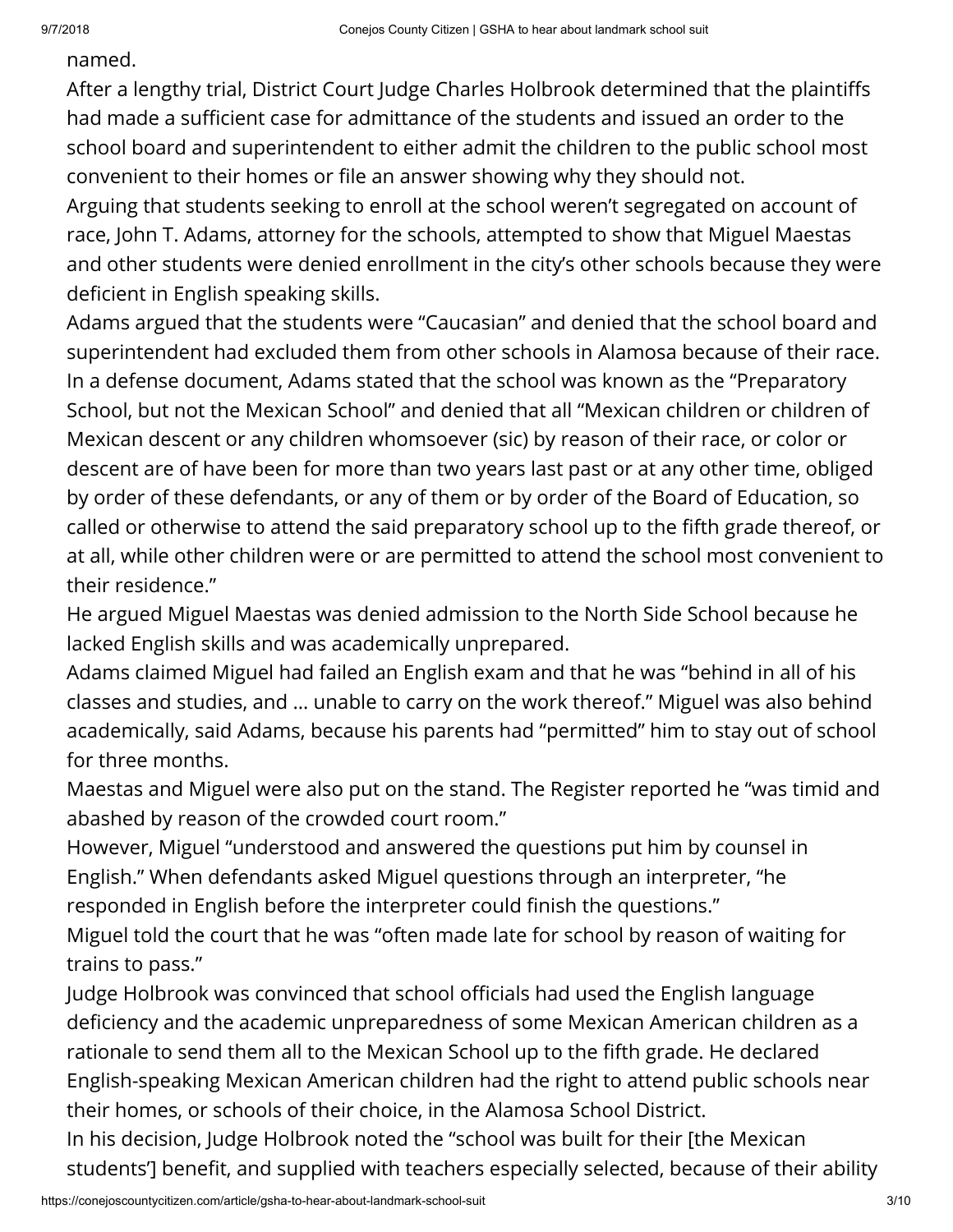named.

After a lengthy trial, District Court Judge Charles Holbrook determined that the plaintiffs had made a sufficient case for admittance of the students and issued an order to the school board and superintendent to either admit the children to the public school most convenient to their homes or file an answer showing why they should not.

Arguing that students seeking to enroll at the school weren't segregated on account of race, John T. Adams, attorney for the schools, attempted to show that Miguel Maestas and other students were denied enrollment in the city's other schools because they were deficient in English speaking skills.

Adams argued that the students were "Caucasian" and denied that the school board and superintendent had excluded them from other schools in Alamosa because of their race. In a defense document, Adams stated that the school was known as the "Preparatory School, but not the Mexican School" and denied that all "Mexican children or children of Mexican descent or any children whomsoever (sic) by reason of their race, or color or descent are of have been for more than two years last past or at any other time, obliged by order of these defendants, or any of them or by order of the Board of Education, so called or otherwise to attend the said preparatory school up to the fifth grade thereof, or at all, while other children were or are permitted to attend the school most convenient to their residence."

He argued Miguel Maestas was denied admission to the North Side School because he lacked English skills and was academically unprepared.

Adams claimed Miguel had failed an English exam and that he was "behind in all of his classes and studies, and … unable to carry on the work thereof." Miguel was also behind academically, said Adams, because his parents had "permitted" him to stay out of school for three months.

Maestas and Miguel were also put on the stand. The Register reported he "was timid and abashed by reason of the crowded court room."

However, Miguel "understood and answered the questions put him by counsel in English." When defendants asked Miguel questions through an interpreter, "he responded in English before the interpreter could finish the questions."

Miguel told the court that he was "often made late for school by reason of waiting for trains to pass."

Judge Holbrook was convinced that school officials had used the English language deficiency and the academic unpreparedness of some Mexican American children as a rationale to send them all to the Mexican School up to the fifth grade. He declared English-speaking Mexican American children had the right to attend public schools near their homes, or schools of their choice, in the Alamosa School District.

In his decision, Judge Holbrook noted the "school was built for their [the Mexican students'] benefit, and supplied with teachers especially selected, because of their ability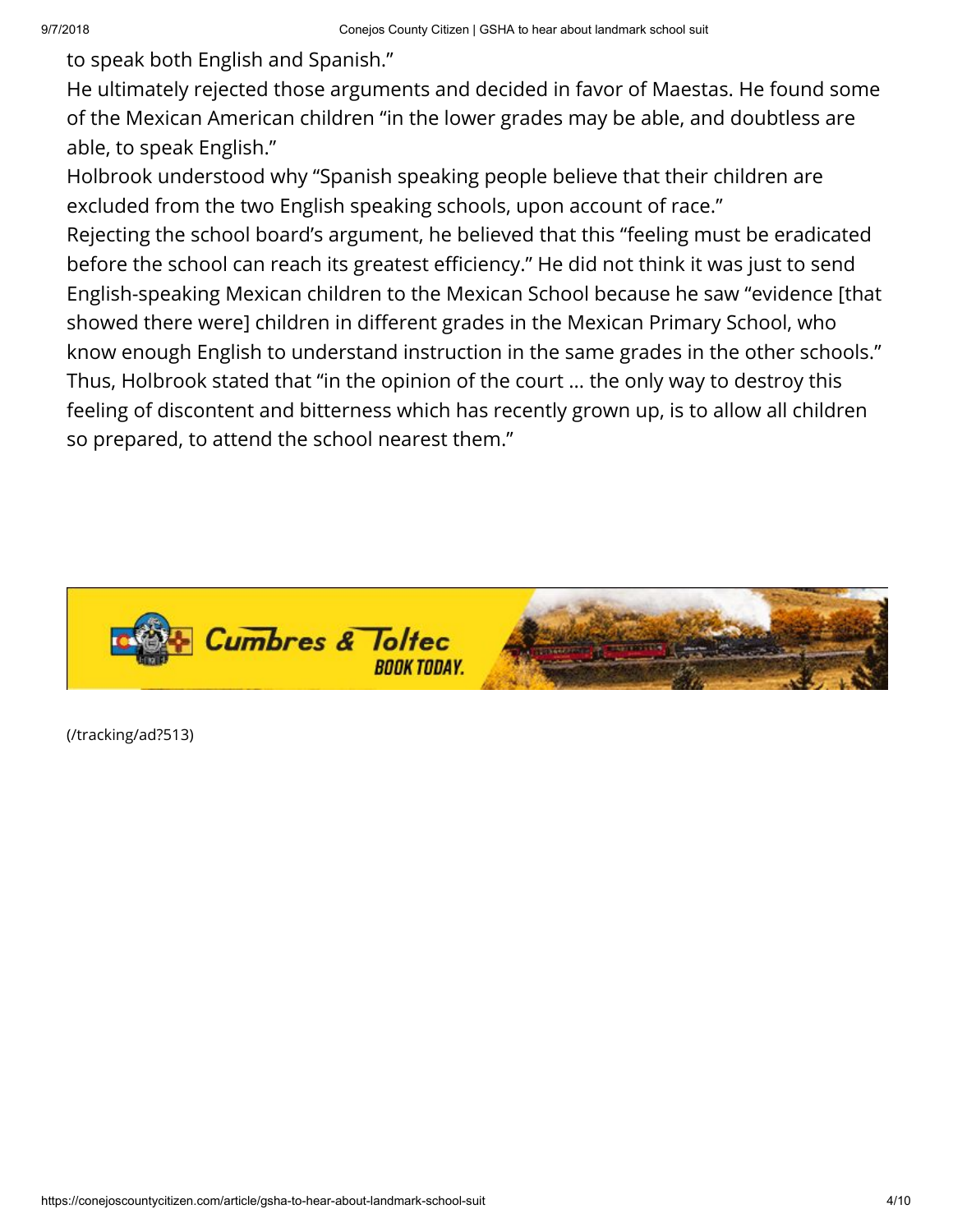to speak both English and Spanish."

He ultimately rejected those arguments and decided in favor of Maestas. He found some of the Mexican American children "in the lower grades may be able, and doubtless are able, to speak English."

Holbrook understood why "Spanish speaking people believe that their children are excluded from the two English speaking schools, upon account of race."

Rejecting the school board's argument, he believed that this "feeling must be eradicated before the school can reach its greatest efficiency." He did not think it was just to send English-speaking Mexican children to the Mexican School because he saw "evidence [that showed there were] children in different grades in the Mexican Primary School, who know enough English to understand instruction in the same grades in the other schools."

Thus, Holbrook stated that "in the opinion of the court … the only way to destroy this feeling of discontent and bitterness which has recently grown up, is to allow all children so prepared, to attend the school nearest them."

(/tracking/ad?513)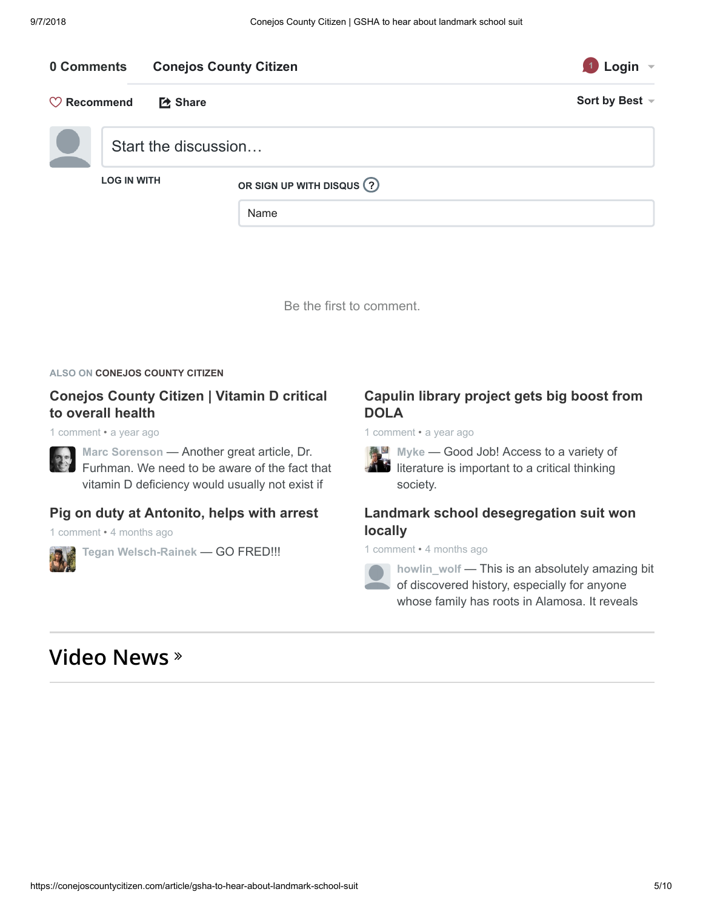**0 Comments** **Conejos County Citizen** Login

Recommend Share Sort by Best

Start the discussion…

LOG IN WITH

OR SIGN UP WITH DISQUS ?

Name

Be the first to comment.

ALSO ON **CONEJOS COUNTY CITIZEN**

**Conejos County Citizen | Vitamin D critical to overall health**

1 comment • a year ago

Marc Sorenson — Another great article, Dr. Furhman. We need to be aware of the fact that vitamin D deficiency would usually not exist if

**Capulin library project gets big boost from DOLA**

1 comment • a year ago

Myke — Good Job! Access to a variety of literature is important to a critical thinking society.

**Pig on duty at Antonito, helps with arrest**

1 comment • 4 months ago

Tegan Welsch-Rainek — GO FRED!!!

**Landmark school desegregation suit won locally**

1 comment • 4 months ago

howlin_wolf — This is an absolutely amazing bit of discovered history, especially for anyone whose family has roots in Alamosa. It reveals

## Video News »